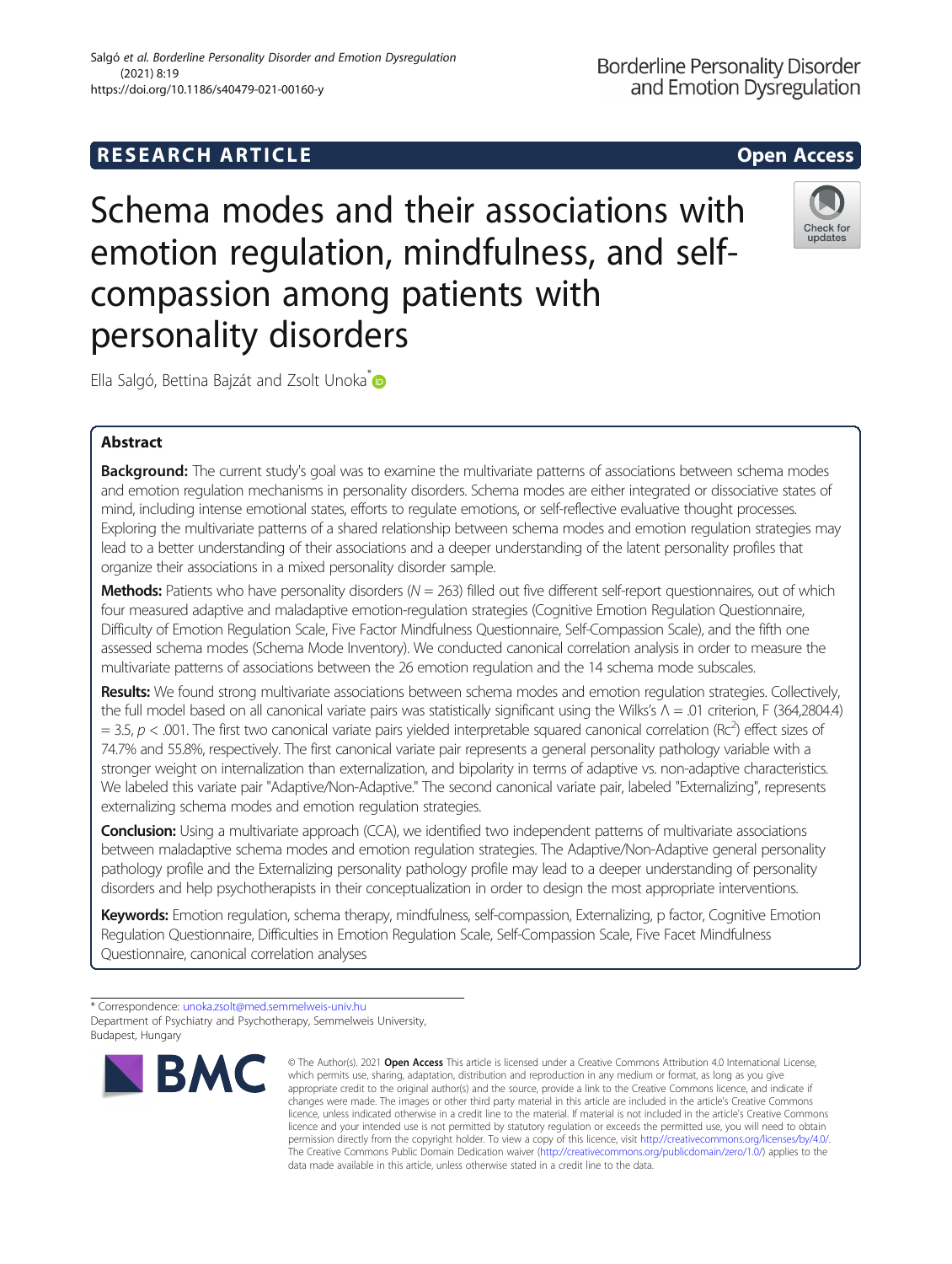RESEARCH ARTICLE

Open Access

# Schema modes and their associations with emotion regulation, mindfulness, and self-compassion among patients with personality disorders

Ella Salgó, Bettina Bajzát and Zsolt Unoka*

## Abstract

**Background:** The current study's goal was to examine the multivariate patterns of associations between schema modes and emotion regulation mechanisms in personality disorders. Schema modes are either integrated or dissociative states of mind, including intense emotional states, efforts to regulate emotions, or self-reflective evaluative thought processes. Exploring the multivariate patterns of a shared relationship between schema modes and emotion regulation strategies may lead to a better understanding of their associations and a deeper understanding of the latent personality profiles that organize their associations in a mixed personality disorder sample.

**Methods:** Patients who have personality disorders ($N = 263$) filled out five different self-report questionnaires, out of which four measured adaptive and maladaptive emotion-regulation strategies (Cognitive Emotion Regulation Questionnaire, Difficulty of Emotion Regulation Scale, Five Factor Mindfulness Questionnaire, Self-Compassion Scale), and the fifth one assessed schema modes (Schema Mode Inventory). We conducted canonical correlation analysis in order to measure the multivariate patterns of associations between the 26 emotion regulation and the 14 schema mode subscales.

**Results:** We found strong multivariate associations between schema modes and emotion regulation strategies. Collectively, the full model based on all canonical variate pairs was statistically significant using the Wilks's $\Lambda = .01$ criterion, $F(364,2804.4) = 3.5$, $p < .001$. The first two canonical variate pairs yielded interpretable squared canonical correlation ($Rc^2$) effect sizes of 74.7% and 55.8%, respectively. The first canonical variate pair represents a general personality pathology variable with a stronger weight on internalization than externalization, and bipolarity in terms of adaptive vs. non-adaptive characteristics. We labeled this variate pair "Adaptive/Non-Adaptive." The second canonical variate pair, labeled "Externalizing", represents externalizing schema modes and emotion regulation strategies.

**Conclusion:** Using a multivariate approach (CCA), we identified two independent patterns of multivariate associations between maladaptive schema modes and emotion regulation strategies. The Adaptive/Non-Adaptive general personality pathology profile and the Externalizing personality pathology profile may lead to a deeper understanding of personality disorders and help psychotherapists in their conceptualization in order to design the most appropriate interventions.

**Keywords:** Emotion regulation, schema therapy, mindfulness, self-compassion, Externalizing, p factor, Cognitive Emotion Regulation Questionnaire, Difficulties in Emotion Regulation Scale, Self-Compassion Scale, Five Facet Mindfulness Questionnaire, canonical correlation analyses

---

* Correspondence: unoka.zsolt@med.semmelweis-univ.hu
Department of Psychiatry and Psychotherapy, Semmelweis University, Budapest, Hungary

© The Author(s). 2021 **Open Access** This article is licensed under a Creative Commons Attribution 4.0 International License, which permits use, sharing, adaptation, distribution and reproduction in any medium or format, as long as you give appropriate credit to the original author(s) and the source, provide a link to the Creative Commons licence, and indicate if changes were made. The images or other third party material in this article are included in the article's Creative Commons licence, unless indicated otherwise in a credit line to the material. If material is not included in the article's Creative Commons licence and your intended use is not permitted by statutory regulation or exceeds the permitted use, you will need to obtain permission directly from the copyright holder. To view a copy of this licence, visit http://creativecommons.org/licenses/by/4.0/. The Creative Commons Public Domain Dedication waiver (http://creativecommons.org/publicdomain/zero/1.0/) applies to the data made available in this article, unless otherwise stated in a credit line to the data.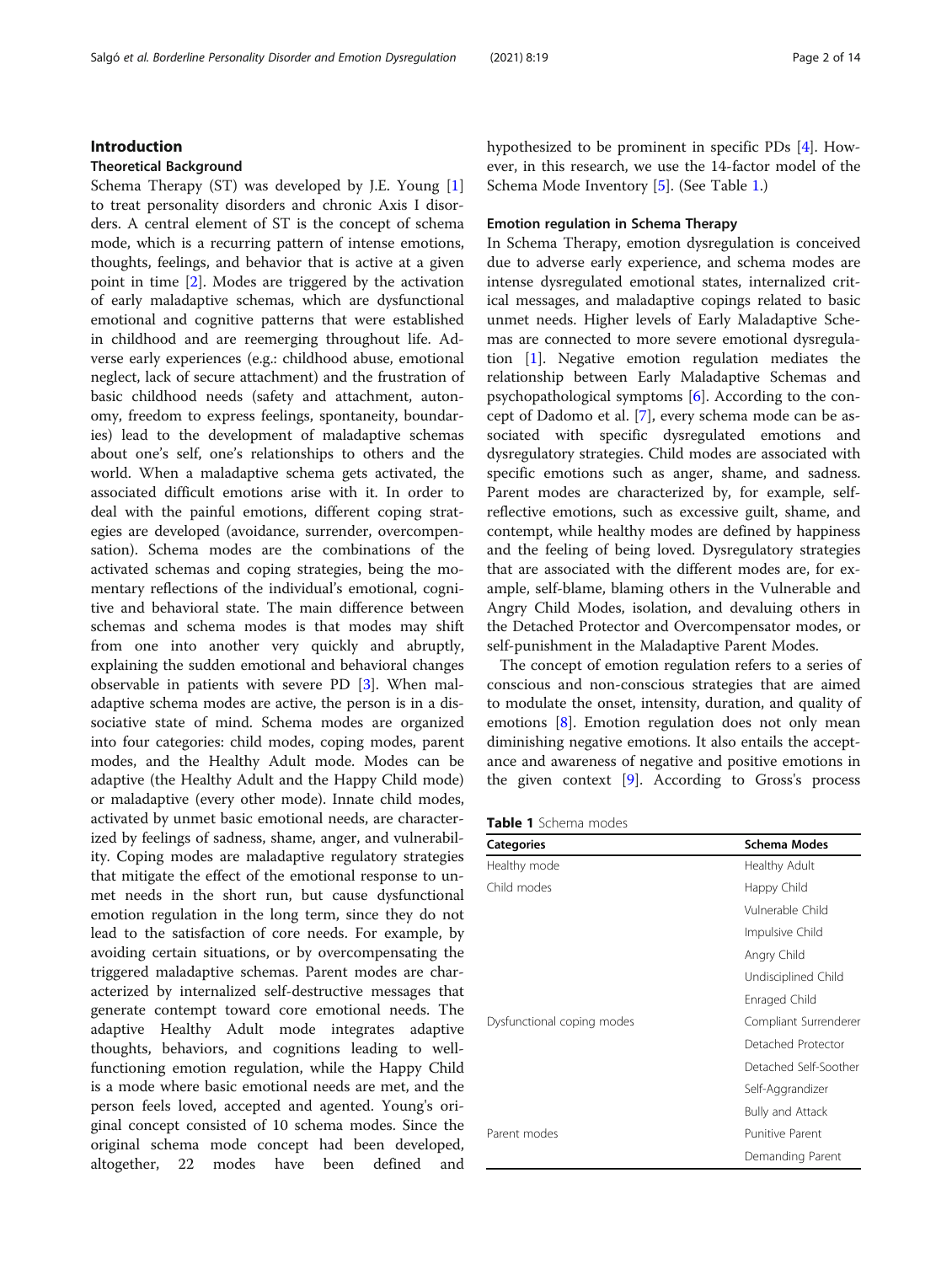## Introduction

### Theoretical Background

Schema Therapy (ST) was developed by J.E. Young [1] to treat personality disorders and chronic Axis I disorders. A central element of ST is the concept of schema mode, which is a recurring pattern of intense emotions, thoughts, feelings, and behavior that is active at a given point in time [2]. Modes are triggered by the activation of early maladaptive schemas, which are dysfunctional emotional and cognitive patterns that were established in childhood and are reemerging throughout life. Adverse early experiences (e.g.: childhood abuse, emotional neglect, lack of secure attachment) and the frustration of basic childhood needs (safety and attachment, autonomy, freedom to express feelings, spontaneity, boundaries) lead to the development of maladaptive schemas about one's self, one's relationships to others and the world. When a maladaptive schema gets activated, the associated difficult emotions arise with it. In order to deal with the painful emotions, different coping strategies are developed (avoidance, surrender, overcompensation). Schema modes are the combinations of the activated schemas and coping strategies, being the momentary reflections of the individual's emotional, cognitive and behavioral state. The main difference between schemas and schema modes is that modes may shift from one into another very quickly and abruptly, explaining the sudden emotional and behavioral changes observable in patients with severe PD [3]. When maladaptive schema modes are active, the person is in a dissociative state of mind. Schema modes are organized into four categories: child modes, coping modes, parent modes, and the Healthy Adult mode. Modes can be adaptive (the Healthy Adult and the Happy Child mode) or maladaptive (every other mode). Innate child modes, activated by unmet basic emotional needs, are characterized by feelings of sadness, shame, anger, and vulnerability. Coping modes are maladaptive regulatory strategies that mitigate the effect of the emotional response to unmet needs in the short run, but cause dysfunctional emotion regulation in the long term, since they do not lead to the satisfaction of core needs. For example, by avoiding certain situations, or by overcompensating the triggered maladaptive schemas. Parent modes are characterized by internalized self-destructive messages that generate contempt toward core emotional needs. The adaptive Healthy Adult mode integrates adaptive thoughts, behaviors, and cognitions leading to well-functioning emotion regulation, while the Happy Child is a mode where basic emotional needs are met, and the person feels loved, accepted and agented. Young's original concept consisted of 10 schema modes. Since the original schema mode concept had been developed, altogether, 22 modes have been defined and hypothesized to be prominent in specific PDs [4]. However, in this research, we use the 14-factor model of the Schema Mode Inventory [5]. (See Table 1.)

### Emotion regulation in Schema Therapy

In Schema Therapy, emotion dysregulation is conceived due to adverse early experience, and schema modes are intense dysregulated emotional states, internalized critical messages, and maladaptive copings related to basic unmet needs. Higher levels of Early Maladaptive Schemas are connected to more severe emotional dysregulation [1]. Negative emotion regulation mediates the relationship between Early Maladaptive Schemas and psychopathological symptoms [6]. According to the concept of Dadomo et al. [7], every schema mode can be associated with specific dysregulated emotions and dysregulatory strategies. Child modes are associated with specific emotions such as anger, shame, and sadness. Parent modes are characterized by, for example, self-reflective emotions, such as excessive guilt, shame, and contempt, while healthy modes are defined by happiness and the feeling of being loved. Dysregulatory strategies that are associated with the different modes are, for example, self-blame, blaming others in the Vulnerable and Angry Child Modes, isolation, and devaluing others in the Detached Protector and Overcompensator modes, or self-punishment in the Maladaptive Parent Modes.

The concept of emotion regulation refers to a series of conscious and non-conscious strategies that are aimed to modulate the onset, intensity, duration, and quality of emotions [8]. Emotion regulation does not only mean diminishing negative emotions. It also entails the acceptance and awareness of negative and positive emotions in the given context [9]. According to Gross's process

**Table 1** Schema modes

| Categories | Schema Modes |
|---|---|
| Healthy mode | Healthy Adult |
| Child modes | Happy Child |
| | Vulnerable Child |
| | Impulsive Child |
| | Angry Child |
| | Undisciplined Child |
| | Enraged Child |
| Dysfunctional coping modes | Compliant Surrenderer |
| | Detached Protector |
| | Detached Self-Soother |
| | Self-Aggrandizer |
| | Bully and Attack |
| Parent modes | Punitive Parent |
| | Demanding Parent |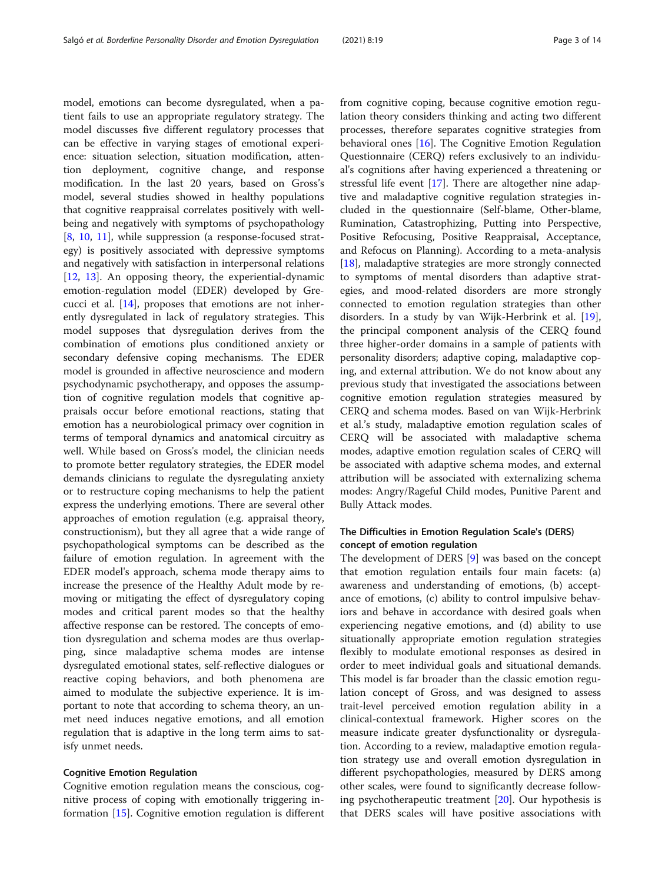model, emotions can become dysregulated, when a patient fails to use an appropriate regulatory strategy. The model discusses five different regulatory processes that can be effective in varying stages of emotional experience: situation selection, situation modification, attention deployment, cognitive change, and response modification. In the last 20 years, based on Gross's model, several studies showed in healthy populations that cognitive reappraisal correlates positively with well-being and negatively with symptoms of psychopathology [8, 10, 11], while suppression (a response-focused strategy) is positively associated with depressive symptoms and negatively with satisfaction in interpersonal relations [12, 13]. An opposing theory, the experiential-dynamic emotion-regulation model (EDER) developed by Grecucci et al. [14], proposes that emotions are not inherently dysregulated in lack of regulatory strategies. This model supposes that dysregulation derives from the combination of emotions plus conditioned anxiety or secondary defensive coping mechanisms. The EDER model is grounded in affective neuroscience and modern psychodynamic psychotherapy, and opposes the assumption of cognitive regulation models that cognitive appraisals occur before emotional reactions, stating that emotion has a neurobiological primacy over cognition in terms of temporal dynamics and anatomical circuitry as well. While based on Gross's model, the clinician needs to promote better regulatory strategies, the EDER model demands clinicians to regulate the dysregulating anxiety or to restructure coping mechanisms to help the patient express the underlying emotions. There are several other approaches of emotion regulation (e.g. appraisal theory, constructionism), but they all agree that a wide range of psychopathological symptoms can be described as the failure of emotion regulation. In agreement with the EDER model's approach, schema mode therapy aims to increase the presence of the Healthy Adult mode by removing or mitigating the effect of dysregulatory coping modes and critical parent modes so that the healthy affective response can be restored. The concepts of emotion dysregulation and schema modes are thus overlapping, since maladaptive schema modes are intense dysregulated emotional states, self-reflective dialogues or reactive coping behaviors, and both phenomena are aimed to modulate the subjective experience. It is important to note that according to schema theory, an unmet need induces negative emotions, and all emotion regulation that is adaptive in the long term aims to satisfy unmet needs.

#### Cognitive Emotion Regulation

Cognitive emotion regulation means the conscious, cognitive process of coping with emotionally triggering information [15]. Cognitive emotion regulation is different from cognitive coping, because cognitive emotion regulation theory considers thinking and acting two different processes, therefore separates cognitive strategies from behavioral ones [16]. The Cognitive Emotion Regulation Questionnaire (CERQ) refers exclusively to an individual's cognitions after having experienced a threatening or stressful life event [17]. There are altogether nine adaptive and maladaptive cognitive regulation strategies included in the questionnaire (Self-blame, Other-blame, Rumination, Catastrophizing, Putting into Perspective, Positive Refocusing, Positive Reappraisal, Acceptance, and Refocus on Planning). According to a meta-analysis [18], maladaptive strategies are more strongly connected to symptoms of mental disorders than adaptive strategies, and mood-related disorders are more strongly connected to emotion regulation strategies than other disorders. In a study by van Wijk-Herbrink et al. [19], the principal component analysis of the CERQ found three higher-order domains in a sample of patients with personality disorders; adaptive coping, maladaptive coping, and external attribution. We do not know about any previous study that investigated the associations between cognitive emotion regulation strategies measured by CERQ and schema modes. Based on van Wijk-Herbrink et al.'s study, maladaptive emotion regulation scales of CERQ will be associated with maladaptive schema modes, adaptive emotion regulation scales of CERQ will be associated with adaptive schema modes, and external attribution will be associated with externalizing schema modes: Angry/Rageful Child modes, Punitive Parent and Bully Attack modes.

#### The Difficulties in Emotion Regulation Scale's (DERS) concept of emotion regulation

The development of DERS [9] was based on the concept that emotion regulation entails four main facets: (a) awareness and understanding of emotions, (b) acceptance of emotions, (c) ability to control impulsive behaviors and behave in accordance with desired goals when experiencing negative emotions, and (d) ability to use situationally appropriate emotion regulation strategies flexibly to modulate emotional responses as desired in order to meet individual goals and situational demands. This model is far broader than the classic emotion regulation concept of Gross, and was designed to assess trait-level perceived emotion regulation ability in a clinical-contextual framework. Higher scores on the measure indicate greater dysfunctionality or dysregulation. According to a review, maladaptive emotion regulation strategy use and overall emotion dysregulation in different psychopathologies, measured by DERS among other scales, were found to significantly decrease following psychotherapeutic treatment [20]. Our hypothesis is that DERS scales will have positive associations with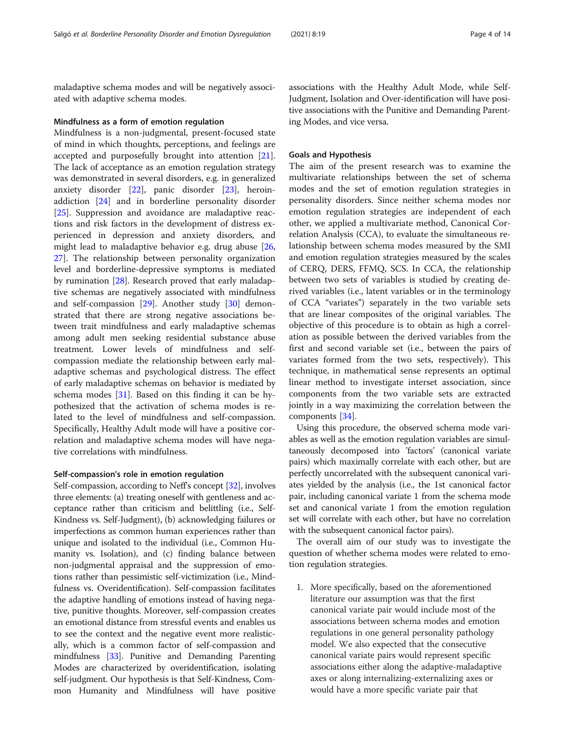maladaptive schema modes and will be negatively associated with adaptive schema modes.

### Mindfulness as a form of emotion regulation

Mindfulness is a non-judgmental, present-focused state of mind in which thoughts, perceptions, and feelings are accepted and purposefully brought into attention [21]. The lack of acceptance as an emotion regulation strategy was demonstrated in several disorders, e.g. in generalized anxiety disorder [22], panic disorder [23], heroin-addiction [24] and in borderline personality disorder [25]. Suppression and avoidance are maladaptive reactions and risk factors in the development of distress experienced in depression and anxiety disorders, and might lead to maladaptive behavior e.g. drug abuse [26, 27]. The relationship between personality organization level and borderline-depressive symptoms is mediated by rumination [28]. Research proved that early maladaptive schemas are negatively associated with mindfulness and self-compassion [29]. Another study [30] demonstrated that there are strong negative associations between trait mindfulness and early maladaptive schemas among adult men seeking residential substance abuse treatment. Lower levels of mindfulness and self-compassion mediate the relationship between early maladaptive schemas and psychological distress. The effect of early maladaptive schemas on behavior is mediated by schema modes [31]. Based on this finding it can be hypothesized that the activation of schema modes is related to the level of mindfulness and self-compassion. Specifically, Healthy Adult mode will have a positive correlation and maladaptive schema modes will have negative correlations with mindfulness.

### Self-compassion's role in emotion regulation

Self-compassion, according to Neff's concept [32], involves three elements: (a) treating oneself with gentleness and acceptance rather than criticism and belittling (i.e., Self-Kindness vs. Self-Judgment), (b) acknowledging failures or imperfections as common human experiences rather than unique and isolated to the individual (i.e., Common Humanity vs. Isolation), and (c) finding balance between non-judgmental appraisal and the suppression of emotions rather than pessimistic self-victimization (i.e., Mindfulness vs. Overidentification). Self-compassion facilitates the adaptive handling of emotions instead of having negative, punitive thoughts. Moreover, self-compassion creates an emotional distance from stressful events and enables us to see the context and the negative event more realistically, which is a common factor of self-compassion and mindfulness [33]. Punitive and Demanding Parenting Modes are characterized by overidentification, isolating self-judgment. Our hypothesis is that Self-Kindness, Common Humanity and Mindfulness will have positive associations with the Healthy Adult Mode, while Self-Judgment, Isolation and Over-identification will have positive associations with the Punitive and Demanding Parenting Modes, and vice versa.

### Goals and Hypothesis

The aim of the present research was to examine the multivariate relationships between the set of schema modes and the set of emotion regulation strategies in personality disorders. Since neither schema modes nor emotion regulation strategies are independent of each other, we applied a multivariate method, Canonical Correlation Analysis (CCA), to evaluate the simultaneous relationship between schema modes measured by the SMI and emotion regulation strategies measured by the scales of CERQ, DERS, FFMQ, SCS. In CCA, the relationship between two sets of variables is studied by creating derived variables (i.e., latent variables or in the terminology of CCA "variates") separately in the two variable sets that are linear composites of the original variables. The objective of this procedure is to obtain as high a correlation as possible between the derived variables from the first and second variable set (i.e., between the pairs of variates formed from the two sets, respectively). This technique, in mathematical sense represents an optimal linear method to investigate interset association, since components from the two variable sets are extracted jointly in a way maximizing the correlation between the components [34].

Using this procedure, the observed schema mode variables as well as the emotion regulation variables are simultaneously decomposed into 'factors' (canonical variate pairs) which maximally correlate with each other, but are perfectly uncorrelated with the subsequent canonical variates yielded by the analysis (i.e., the 1st canonical factor pair, including canonical variate 1 from the schema mode set and canonical variate 1 from the emotion regulation set will correlate with each other, but have no correlation with the subsequent canonical factor pairs).

The overall aim of our study was to investigate the question of whether schema modes were related to emotion regulation strategies.

1. More specifically, based on the aforementioned literature our assumption was that the first canonical variate pair would include most of the associations between schema modes and emotion regulations in one general personality pathology model. We also expected that the consecutive canonical variate pairs would represent specific associations either along the adaptive-maladaptive axes or along internalizing-externalizing axes or would have a more specific variate pair that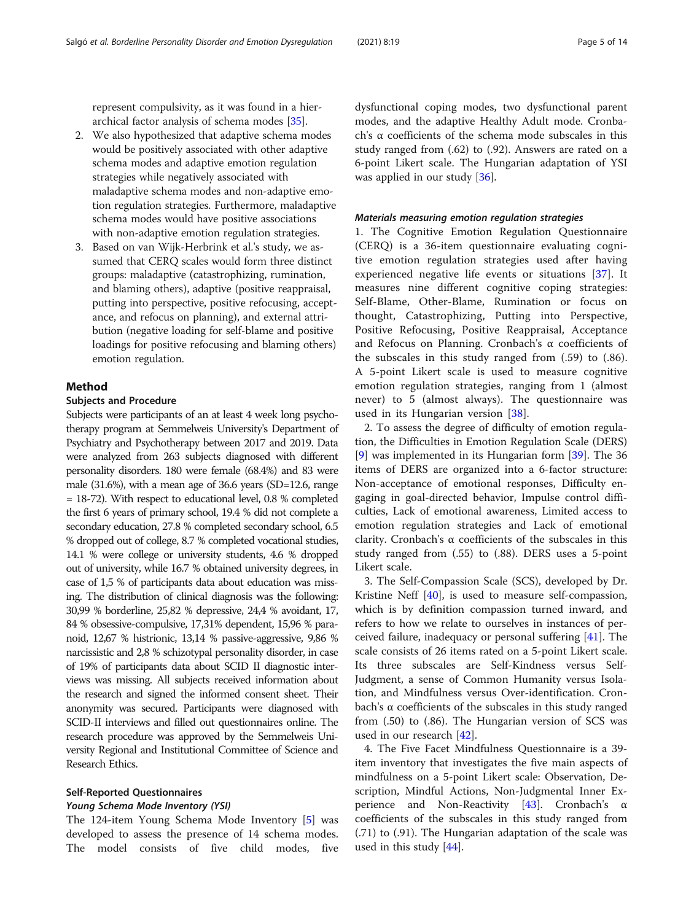represent compulsivity, as it was found in a hierarchical factor analysis of schema modes [35].

2. We also hypothesized that adaptive schema modes would be positively associated with other adaptive schema modes and adaptive emotion regulation strategies while negatively associated with maladaptive schema modes and non-adaptive emotion regulation strategies. Furthermore, maladaptive schema modes would have positive associations with non-adaptive emotion regulation strategies.
3. Based on van Wijk-Herbrink et al.'s study, we assumed that CERQ scales would form three distinct groups: maladaptive (catastrophizing, rumination, and blaming others), adaptive (positive reappraisal, putting into perspective, positive refocusing, acceptance, and refocus on planning), and external attribution (negative loading for self-blame and positive loadings for positive refocusing and blaming others) emotion regulation.

## Method

### Subjects and Procedure

Subjects were participants of an at least 4 week long psychotherapy program at Semmelweis University's Department of Psychiatry and Psychotherapy between 2017 and 2019. Data were analyzed from 263 subjects diagnosed with different personality disorders. 180 were female (68.4%) and 83 were male (31.6%), with a mean age of 36.6 years (SD=12.6, range = 18-72). With respect to educational level, 0.8 % completed the first 6 years of primary school, 19.4 % did not complete a secondary education, 27.8 % completed secondary school, 6.5 % dropped out of college, 8.7 % completed vocational studies, 14.1 % were college or university students, 4.6 % dropped out of university, while 16.7 % obtained university degrees, in case of 1,5 % of participants data about education was missing. The distribution of clinical diagnosis was the following: 30,99 % borderline, 25,82 % depressive, 24,4 % avoidant, 17, 84 % obsessive-compulsive, 17,31% dependent, 15,96 % paranoid, 12,67 % histrionic, 13,14 % passive-aggressive, 9,86 % narcissistic and 2,8 % schizotypal personality disorder, in case of 19% of participants data about SCID II diagnostic interviews was missing. All subjects received information about the research and signed the informed consent sheet. Their anonymity was secured. Participants were diagnosed with SCID-II interviews and filled out questionnaires online. The research procedure was approved by the Semmelweis University Regional and Institutional Committee of Science and Research Ethics.

### Self-Reported Questionnaires

#### *Young Schema Mode Inventory (YSI)*

The 124-item Young Schema Mode Inventory [5] was developed to assess the presence of 14 schema modes. The model consists of five child modes, five dysfunctional coping modes, two dysfunctional parent modes, and the adaptive Healthy Adult mode. Cronbach's α coefficients of the schema mode subscales in this study ranged from (.62) to (.92). Answers are rated on a 6-point Likert scale. The Hungarian adaptation of YSI was applied in our study [36].

#### *Materials measuring emotion regulation strategies*

1. The Cognitive Emotion Regulation Questionnaire (CERQ) is a 36-item questionnaire evaluating cognitive emotion regulation strategies used after having experienced negative life events or situations [37]. It measures nine different cognitive coping strategies: Self-Blame, Other-Blame, Rumination or focus on thought, Catastrophizing, Putting into Perspective, Positive Refocusing, Positive Reappraisal, Acceptance and Refocus on Planning. Cronbach's α coefficients of the subscales in this study ranged from (.59) to (.86). A 5-point Likert scale is used to measure cognitive emotion regulation strategies, ranging from 1 (almost never) to 5 (almost always). The questionnaire was used in its Hungarian version [38].

2. To assess the degree of difficulty of emotion regulation, the Difficulties in Emotion Regulation Scale (DERS) [9] was implemented in its Hungarian form [39]. The 36 items of DERS are organized into a 6-factor structure: Non-acceptance of emotional responses, Difficulty engaging in goal-directed behavior, Impulse control difficulties, Lack of emotional awareness, Limited access to emotion regulation strategies and Lack of emotional clarity. Cronbach's α coefficients of the subscales in this study ranged from (.55) to (.88). DERS uses a 5-point Likert scale.

3. The Self-Compassion Scale (SCS), developed by Dr. Kristine Neff [40], is used to measure self-compassion, which is by definition compassion turned inward, and refers to how we relate to ourselves in instances of perceived failure, inadequacy or personal suffering [41]. The scale consists of 26 items rated on a 5-point Likert scale. Its three subscales are Self-Kindness versus Self-Judgment, a sense of Common Humanity versus Isolation, and Mindfulness versus Over-identification. Cronbach's α coefficients of the subscales in this study ranged from (.50) to (.86). The Hungarian version of SCS was used in our research [42].

4. The Five Facet Mindfulness Questionnaire is a 39-item inventory that investigates the five main aspects of mindfulness on a 5-point Likert scale: Observation, Description, Mindful Actions, Non-Judgmental Inner Experience and Non-Reactivity [43]. Cronbach's α coefficients of the subscales in this study ranged from (.71) to (.91). The Hungarian adaptation of the scale was used in this study [44].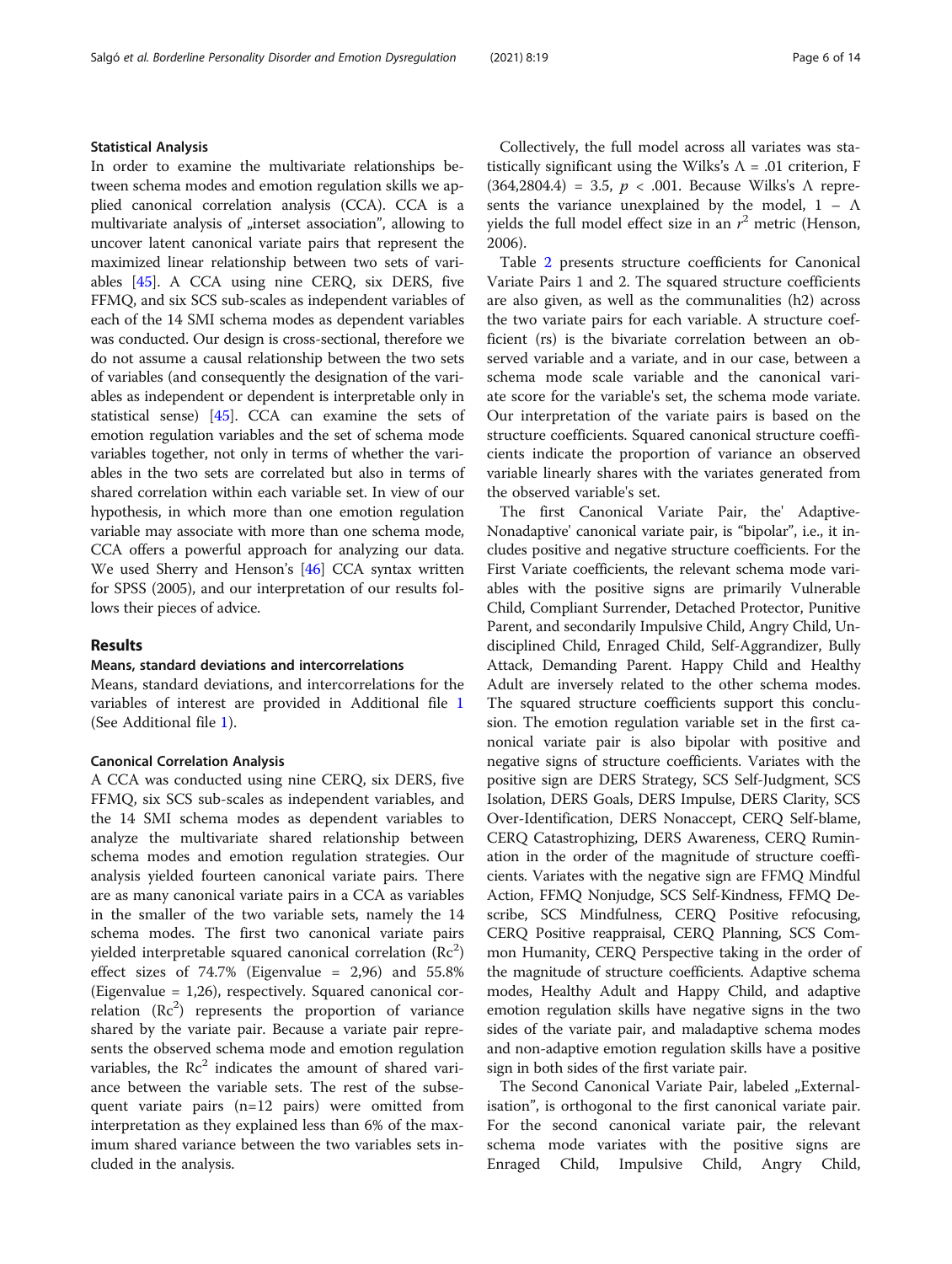### Statistical Analysis

In order to examine the multivariate relationships between schema modes and emotion regulation skills we applied canonical correlation analysis (CCA). CCA is a multivariate analysis of „interset association", allowing to uncover latent canonical variate pairs that represent the maximized linear relationship between two sets of variables [45]. A CCA using nine CERQ, six DERS, five FFMQ, and six SCS sub-scales as independent variables of each of the 14 SMI schema modes as dependent variables was conducted. Our design is cross-sectional, therefore we do not assume a causal relationship between the two sets of variables (and consequently the designation of the variables as independent or dependent is interpretable only in statistical sense) [45]. CCA can examine the sets of emotion regulation variables and the set of schema mode variables together, not only in terms of whether the variables in the two sets are correlated but also in terms of shared correlation within each variable set. In view of our hypothesis, in which more than one emotion regulation variable may associate with more than one schema mode, CCA offers a powerful approach for analyzing our data. We used Sherry and Henson's [46] CCA syntax written for SPSS (2005), and our interpretation of our results follows their pieces of advice.

## Results

### Means, standard deviations and intercorrelations

Means, standard deviations, and intercorrelations for the variables of interest are provided in Additional file 1 (See Additional file 1).

### Canonical Correlation Analysis

A CCA was conducted using nine CERQ, six DERS, five FFMQ, six SCS sub-scales as independent variables, and the 14 SMI schema modes as dependent variables to analyze the multivariate shared relationship between schema modes and emotion regulation strategies. Our analysis yielded fourteen canonical variate pairs. There are as many canonical variate pairs in a CCA as variables in the smaller of the two variable sets, namely the 14 schema modes. The first two canonical variate pairs yielded interpretable squared canonical correlation ($Rc^2$) effect sizes of 74.7% (Eigenvalue = 2,96) and 55.8% (Eigenvalue = 1,26), respectively. Squared canonical correlation ($Rc^2$) represents the proportion of variance shared by the variate pair. Because a variate pair represents the observed schema mode and emotion regulation variables, the $Rc^2$ indicates the amount of shared variance between the variable sets. The rest of the subsequent variate pairs (n=12 pairs) were omitted from interpretation as they explained less than 6% of the maximum shared variance between the two variables sets included in the analysis.

Collectively, the full model across all variates was statistically significant using the Wilks's $\Lambda = .01$ criterion, $F(364,2804.4) = 3.5$, $p < .001$. Because Wilks's Λ represents the variance unexplained by the model, $1 - \Lambda$ yields the full model effect size in an $r^2$ metric (Henson, 2006).

Table 2 presents structure coefficients for Canonical Variate Pairs 1 and 2. The squared structure coefficients are also given, as well as the communalities (h2) across the two variate pairs for each variable. A structure coefficient (rs) is the bivariate correlation between an observed variable and a variate, and in our case, between a schema mode scale variable and the canonical variate score for the variable's set, the schema mode variate. Our interpretation of the variate pairs is based on the structure coefficients. Squared canonical structure coefficients indicate the proportion of variance an observed variable linearly shares with the variates generated from the observed variable's set.

The first Canonical Variate Pair, the' Adaptive-Nonadaptive' canonical variate pair, is "bipolar", i.e., it includes positive and negative structure coefficients. For the First Variate coefficients, the relevant schema mode variables with the positive signs are primarily Vulnerable Child, Compliant Surrender, Detached Protector, Punitive Parent, and secondarily Impulsive Child, Angry Child, Undisciplined Child, Enraged Child, Self-Aggrandizer, Bully Attack, Demanding Parent. Happy Child and Healthy Adult are inversely related to the other schema modes. The squared structure coefficients support this conclusion. The emotion regulation variable set in the first canonical variate pair is also bipolar with positive and negative signs of structure coefficients. Variates with the positive sign are DERS Strategy, SCS Self-Judgment, SCS Isolation, DERS Goals, DERS Impulse, DERS Clarity, SCS Over-Identification, DERS Nonaccept, CERQ Self-blame, CERQ Catastrophizing, DERS Awareness, CERQ Rumination in the order of the magnitude of structure coefficients. Variates with the negative sign are FFMQ Mindful Action, FFMQ Nonjudge, SCS Self-Kindness, FFMQ Describe, SCS Mindfulness, CERQ Positive refocusing, CERQ Positive reappraisal, CERQ Planning, SCS Common Humanity, CERQ Perspective taking in the order of the magnitude of structure coefficients. Adaptive schema modes, Healthy Adult and Happy Child, and adaptive emotion regulation skills have negative signs in the two sides of the variate pair, and maladaptive schema modes and non-adaptive emotion regulation skills have a positive sign in both sides of the first variate pair.

The Second Canonical Variate Pair, labeled „Externalisation", is orthogonal to the first canonical variate pair. For the second canonical variate pair, the relevant schema mode variates with the positive signs are Enraged Child, Impulsive Child, Angry Child,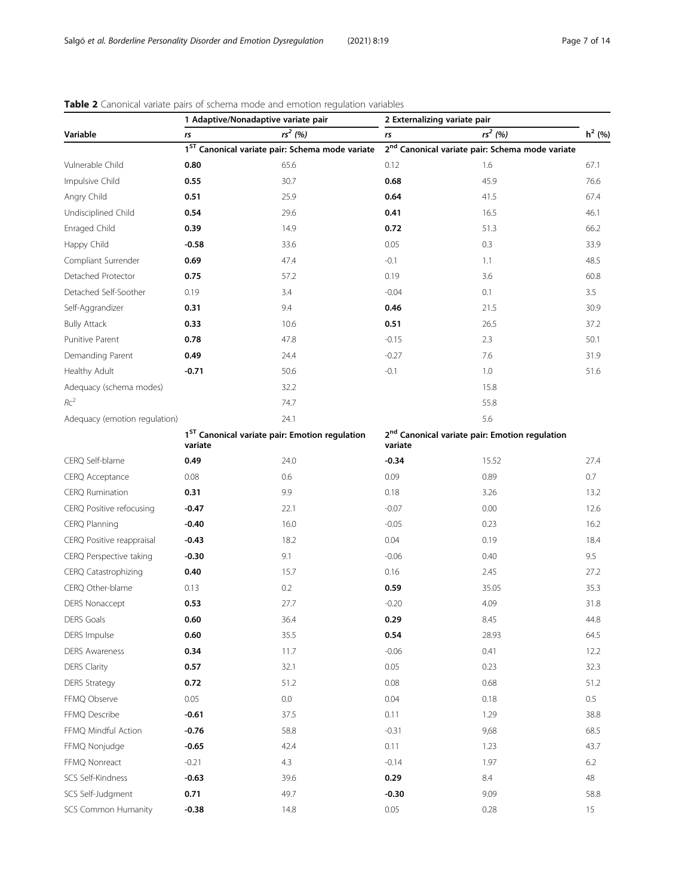**Table 2** Canonical variate pairs of schema mode and emotion regulation variables

| Variable | 1 Adaptive/Nonadaptive variate pair | | 2 Externalizing variate pair | | $h^2$ (%) |
|---|---|---|---|---|---|
| | *rs* | $rs^2$ (%) | *rs* | $rs^2$ (%) | |
| | 1[ST] Canonical variate pair: Schema mode variate | | 2[nd] Canonical variate pair: Schema mode variate | | |
| Vulnerable Child | **0.80** | 65.6 | 0.12 | 1.6 | 67.1 |
| Impulsive Child | **0.55** | 30.7 | **0.68** | 45.9 | 76.6 |
| Angry Child | **0.51** | 25.9 | **0.64** | 41.5 | 67.4 |
| Undisciplined Child | **0.54** | 29.6 | **0.41** | 16.5 | 46.1 |
| Enraged Child | **0.39** | 14.9 | **0.72** | 51.3 | 66.2 |
| Happy Child | **-0.58** | 33.6 | 0.05 | 0.3 | 33.9 |
| Compliant Surrender | **0.69** | 47.4 | -0.1 | 1.1 | 48.5 |
| Detached Protector | **0.75** | 57.2 | 0.19 | 3.6 | 60.8 |
| Detached Self-Soother | 0.19 | 3.4 | -0.04 | 0.1 | 3.5 |
| Self-Aggrandizer | **0.31** | 9.4 | **0.46** | 21.5 | 30.9 |
| Bully Attack | **0.33** | 10.6 | **0.51** | 26.5 | 37.2 |
| Punitive Parent | **0.78** | 47.8 | -0.15 | 2.3 | 50.1 |
| Demanding Parent | **0.49** | 24.4 | -0.27 | 7.6 | 31.9 |
| Healthy Adult | **-0.71** | 50.6 | -0.1 | 1.0 | 51.6 |
| Adequacy (schema modes) | | 32.2 | | 15.8 | |
| $Rc^2$ | | 74.7 | | 55.8 | |
| Adequacy (emotion regulation) | | 24.1 | | 5.6 | |
| | 1[ST] Canonical variate pair: Emotion regulation variate | | 2[nd] Canonical variate pair: Emotion regulation variate | | |
| CERQ Self-blame | **0.49** | 24.0 | **-0.34** | 15.52 | 27.4 |
| CERQ Acceptance | 0.08 | 0.6 | 0.09 | 0.89 | 0.7 |
| CERQ Rumination | **0.31** | 9.9 | 0.18 | 3.26 | 13.2 |
| CERQ Positive refocusing | **-0.47** | 22.1 | -0.07 | 0.00 | 12.6 |
| CERQ Planning | **-0.40** | 16.0 | -0.05 | 0.23 | 16.2 |
| CERQ Positive reappraisal | **-0.43** | 18.2 | 0.04 | 0.19 | 18.4 |
| CERQ Perspective taking | **-0.30** | 9.1 | -0.06 | 0.40 | 9.5 |
| CERQ Catastrophizing | **0.40** | 15.7 | 0.16 | 2.45 | 27.2 |
| CERQ Other-blame | 0.13 | 0.2 | **0.59** | 35.05 | 35.3 |
| DERS Nonaccept | **0.53** | 27.7 | -0.20 | 4.09 | 31.8 |
| DERS Goals | **0.60** | 36.4 | **0.29** | 8.45 | 44.8 |
| DERS Impulse | **0.60** | 35.5 | **0.54** | 28.93 | 64.5 |
| DERS Awareness | **0.34** | 11.7 | -0.06 | 0.41 | 12.2 |
| DERS Clarity | **0.57** | 32.1 | 0.05 | 0.23 | 32.3 |
| DERS Strategy | **0.72** | 51.2 | 0.08 | 0.68 | 51.2 |
| FFMQ Observe | 0.05 | 0.0 | 0.04 | 0.18 | 0.5 |
| FFMQ Describe | **-0.61** | 37.5 | 0.11 | 1.29 | 38.8 |
| FFMQ Mindful Action | **-0.76** | 58.8 | -0.31 | 9,68 | 68.5 |
| FFMQ Nonjudge | **-0.65** | 42.4 | 0.11 | 1.23 | 43.7 |
| FFMQ Nonreact | -0.21 | 4.3 | -0.14 | 1.97 | 6.2 |
| SCS Self-Kindness | **-0.63** | 39.6 | **0.29** | 8.4 | 48 |
| SCS Self-Judgment | **0.71** | 49.7 | **-0.30** | 9.09 | 58.8 |
| SCS Common Humanity | **-0.38** | 14.8 | 0.05 | 0.28 | 15 |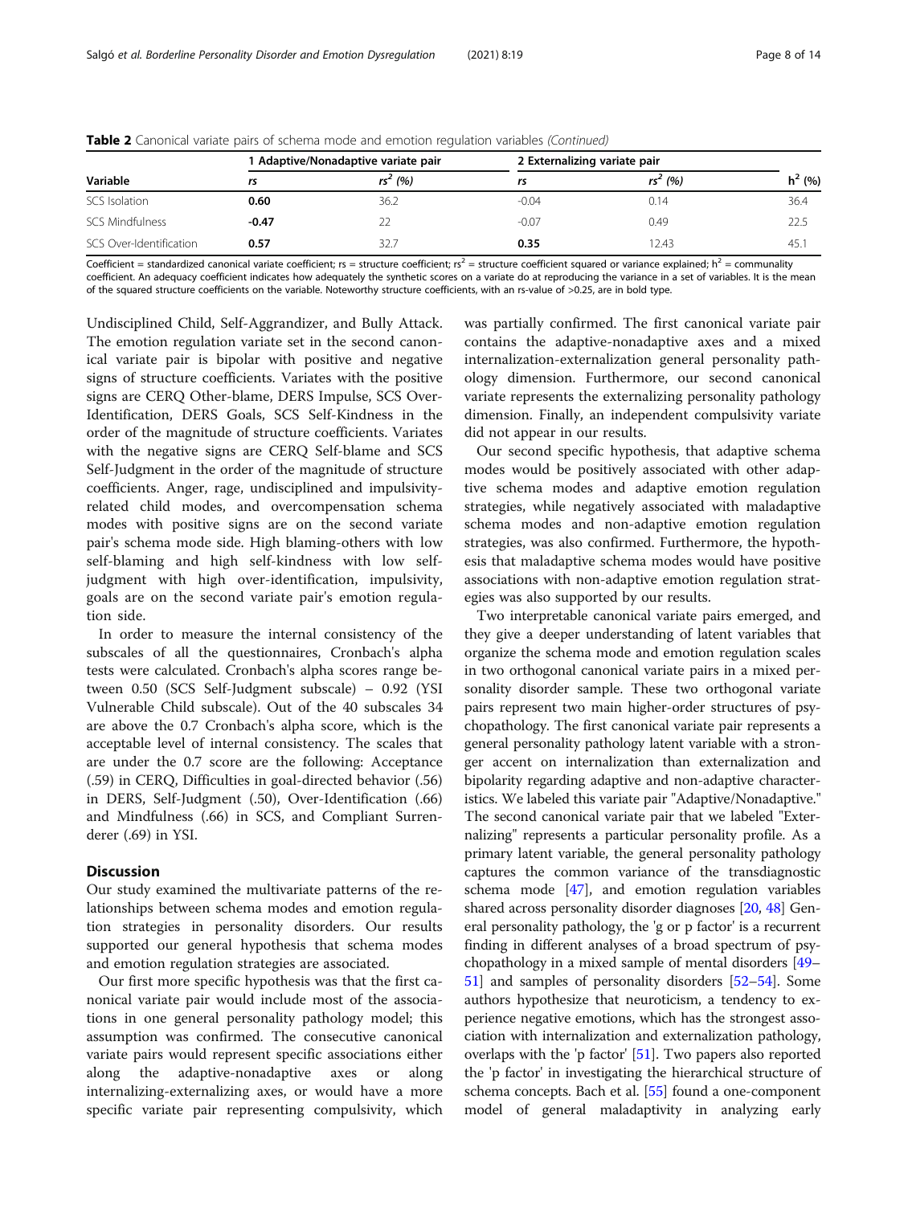**Table 2** Canonical variate pairs of schema mode and emotion regulation variables *(Continued)*

| | 1 Adaptive/Nonadaptive variate pair | | 2 Externalizing variate pair | | |
|---|---|---|---|---|---|
| Variable | *rs* | $rs^2$ (%) | *rs* | $rs^2$ (%) | $h^2$ (%) |
| SCS Isolation | **0.60** | 36.2 | -0.04 | 0.14 | 36.4 |
| SCS Mindfulness | **-0.47** | 22 | -0.07 | 0.49 | 22.5 |
| SCS Over-Identification | **0.57** | 32.7 | **0.35** | 12.43 | 45.1 |

Coefficient = standardized canonical variate coefficient; rs = structure coefficient; $rs^2$ = structure coefficient squared or variance explained; $h^2$ = communality coefficient. An adequacy coefficient indicates how adequately the synthetic scores on a variate do at reproducing the variance in a set of variables. It is the mean of the squared structure coefficients on the variable. Noteworthy structure coefficients, with an rs-value of >0.25, are in bold type.

Undisciplined Child, Self-Aggrandizer, and Bully Attack. The emotion regulation variate set in the second canonical variate pair is bipolar with positive and negative signs of structure coefficients. Variates with the positive signs are CERQ Other-blame, DERS Impulse, SCS Over-Identification, DERS Goals, SCS Self-Kindness in the order of the magnitude of structure coefficients. Variates with the negative signs are CERQ Self-blame and SCS Self-Judgment in the order of the magnitude of structure coefficients. Anger, rage, undisciplined and impulsivity-related child modes, and overcompensation schema modes with positive signs are on the second variate pair's schema mode side. High blaming-others with low self-blaming and high self-kindness with low self-judgment with high over-identification, impulsivity, goals are on the second variate pair's emotion regulation side.

In order to measure the internal consistency of the subscales of all the questionnaires, Cronbach's alpha tests were calculated. Cronbach's alpha scores range between 0.50 (SCS Self-Judgment subscale) – 0.92 (YSI Vulnerable Child subscale). Out of the 40 subscales 34 are above the 0.7 Cronbach's alpha score, which is the acceptable level of internal consistency. The scales that are under the 0.7 score are the following: Acceptance (.59) in CERQ, Difficulties in goal-directed behavior (.56) in DERS, Self-Judgment (.50), Over-Identification (.66) and Mindfulness (.66) in SCS, and Compliant Surrenderer (.69) in YSI.

## Discussion

Our study examined the multivariate patterns of the relationships between schema modes and emotion regulation strategies in personality disorders. Our results supported our general hypothesis that schema modes and emotion regulation strategies are associated.

Our first more specific hypothesis was that the first canonical variate pair would include most of the associations in one general personality pathology model; this assumption was confirmed. The consecutive canonical variate pairs would represent specific associations either along the adaptive-nonadaptive axes or along internalizing-externalizing axes, or would have a more specific variate pair representing compulsivity, which was partially confirmed. The first canonical variate pair contains the adaptive-nonadaptive axes and a mixed internalization-externalization general personality pathology dimension. Furthermore, our second canonical variate represents the externalizing personality pathology dimension. Finally, an independent compulsivity variate did not appear in our results.

Our second specific hypothesis, that adaptive schema modes would be positively associated with other adaptive schema modes and adaptive emotion regulation strategies, while negatively associated with maladaptive schema modes and non-adaptive emotion regulation strategies, was also confirmed. Furthermore, the hypothesis that maladaptive schema modes would have positive associations with non-adaptive emotion regulation strategies was also supported by our results.

Two interpretable canonical variate pairs emerged, and they give a deeper understanding of latent variables that organize the schema mode and emotion regulation scales in two orthogonal canonical variate pairs in a mixed personality disorder sample. These two orthogonal variate pairs represent two main higher-order structures of psychopathology. The first canonical variate pair represents a general personality pathology latent variable with a stronger accent on internalization than externalization and bipolarity regarding adaptive and non-adaptive characteristics. We labeled this variate pair "Adaptive/Nonadaptive." The second canonical variate pair that we labeled "Externalizing" represents a particular personality profile. As a primary latent variable, the general personality pathology captures the common variance of the transdiagnostic schema mode [47], and emotion regulation variables shared across personality disorder diagnoses [20, 48] General personality pathology, the 'g or p factor' is a recurrent finding in different analyses of a broad spectrum of psychopathology in a mixed sample of mental disorders [49–51] and samples of personality disorders [52–54]. Some authors hypothesize that neuroticism, a tendency to experience negative emotions, which has the strongest association with internalization and externalization pathology, overlaps with the 'p factor' [51]. Two papers also reported the 'p factor' in investigating the hierarchical structure of schema concepts. Bach et al. [55] found a one-component model of general maladaptivity in analyzing early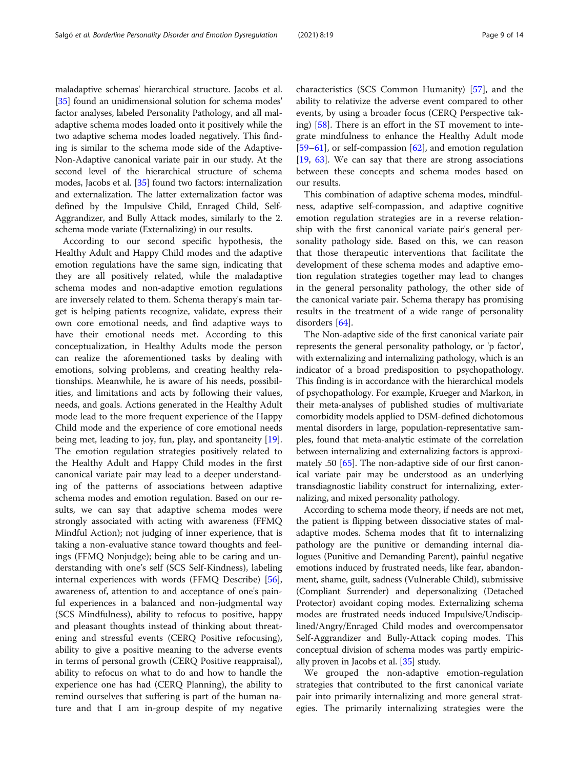maladaptive schemas' hierarchical structure. Jacobs et al. [35] found an unidimensional solution for schema modes' factor analyses, labeled Personality Pathology, and all maladaptive schema modes loaded onto it positively while the two adaptive schema modes loaded negatively. This finding is similar to the schema mode side of the Adaptive-Non-Adaptive canonical variate pair in our study. At the second level of the hierarchical structure of schema modes, Jacobs et al. [35] found two factors: internalization and externalization. The latter externalization factor was defined by the Impulsive Child, Enraged Child, Self-Aggrandizer, and Bully Attack modes, similarly to the 2. schema mode variate (Externalizing) in our results.

According to our second specific hypothesis, the Healthy Adult and Happy Child modes and the adaptive emotion regulations have the same sign, indicating that they are all positively related, while the maladaptive schema modes and non-adaptive emotion regulations are inversely related to them. Schema therapy's main target is helping patients recognize, validate, express their own core emotional needs, and find adaptive ways to have their emotional needs met. According to this conceptualization, in Healthy Adults mode the person can realize the aforementioned tasks by dealing with emotions, solving problems, and creating healthy relationships. Meanwhile, he is aware of his needs, possibilities, and limitations and acts by following their values, needs, and goals. Actions generated in the Healthy Adult mode lead to the more frequent experience of the Happy Child mode and the experience of core emotional needs being met, leading to joy, fun, play, and spontaneity [19]. The emotion regulation strategies positively related to the Healthy Adult and Happy Child modes in the first canonical variate pair may lead to a deeper understanding of the patterns of associations between adaptive schema modes and emotion regulation. Based on our results, we can say that adaptive schema modes were strongly associated with acting with awareness (FFMQ Mindful Action); not judging of inner experience, that is taking a non-evaluative stance toward thoughts and feelings (FFMQ Nonjudge); being able to be caring and understanding with one's self (SCS Self-Kindness), labeling internal experiences with words (FFMQ Describe) [56], awareness of, attention to and acceptance of one's painful experiences in a balanced and non-judgmental way (SCS Mindfulness), ability to refocus to positive, happy and pleasant thoughts instead of thinking about threatening and stressful events (CERQ Positive refocusing), ability to give a positive meaning to the adverse events in terms of personal growth (CERQ Positive reappraisal), ability to refocus on what to do and how to handle the experience one has had (CERQ Planning), the ability to remind ourselves that suffering is part of the human nature and that I am in-group despite of my negative characteristics (SCS Common Humanity) [57], and the ability to relativize the adverse event compared to other events, by using a broader focus (CERQ Perspective taking) [58]. There is an effort in the ST movement to integrate mindfulness to enhance the Healthy Adult mode [59–61], or self-compassion [62], and emotion regulation [19, 63]. We can say that there are strong associations between these concepts and schema modes based on our results.

This combination of adaptive schema modes, mindfulness, adaptive self-compassion, and adaptive cognitive emotion regulation strategies are in a reverse relationship with the first canonical variate pair's general personality pathology side. Based on this, we can reason that those therapeutic interventions that facilitate the development of these schema modes and adaptive emotion regulation strategies together may lead to changes in the general personality pathology, the other side of the canonical variate pair. Schema therapy has promising results in the treatment of a wide range of personality disorders [64].

The Non-adaptive side of the first canonical variate pair represents the general personality pathology, or 'p factor', with externalizing and internalizing pathology, which is an indicator of a broad predisposition to psychopathology. This finding is in accordance with the hierarchical models of psychopathology. For example, Krueger and Markon, in their meta-analyses of published studies of multivariate comorbidity models applied to DSM-defined dichotomous mental disorders in large, population-representative samples, found that meta-analytic estimate of the correlation between internalizing and externalizing factors is approximately .50 [65]. The non-adaptive side of our first canonical variate pair may be understood as an underlying transdiagnostic liability construct for internalizing, externalizing, and mixed personality pathology.

According to schema mode theory, if needs are not met, the patient is flipping between dissociative states of maladaptive modes. Schema modes that fit to internalizing pathology are the punitive or demanding internal dialogues (Punitive and Demanding Parent), painful negative emotions induced by frustrated needs, like fear, abandonment, shame, guilt, sadness (Vulnerable Child), submissive (Compliant Surrender) and depersonalizing (Detached Protector) avoidant coping modes. Externalizing schema modes are frustrated needs induced Impulsive/Undisciplined/Angry/Enraged Child modes and overcompensator Self-Aggrandizer and Bully-Attack coping modes. This conceptual division of schema modes was partly empirically proven in Jacobs et al. [35] study.

We grouped the non-adaptive emotion-regulation strategies that contributed to the first canonical variate pair into primarily internalizing and more general strategies. The primarily internalizing strategies were the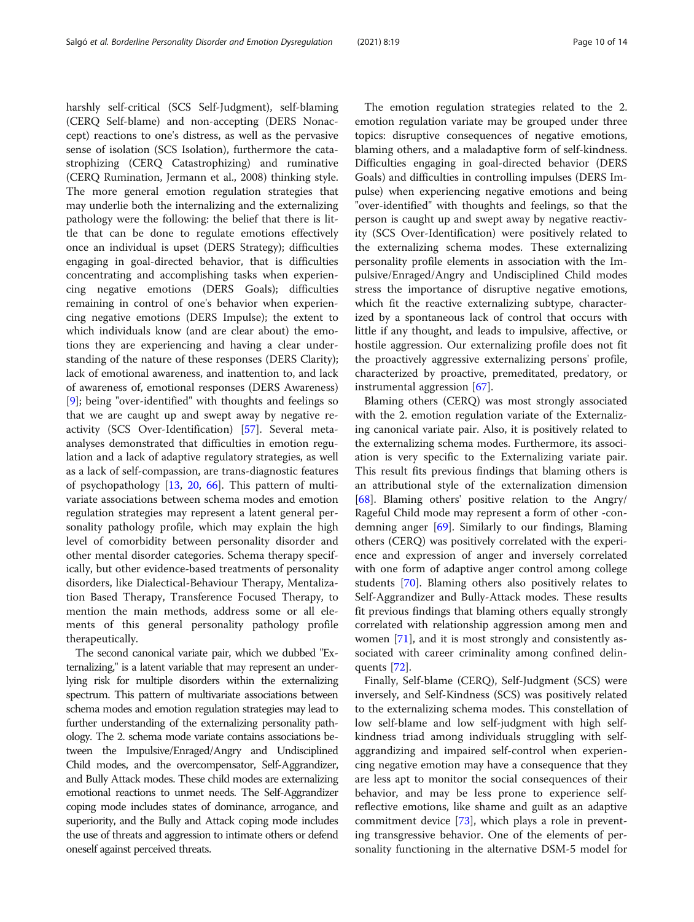harshly self-critical (SCS Self-Judgment), self-blaming (CERQ Self-blame) and non-accepting (DERS Nonaccept) reactions to one's distress, as well as the pervasive sense of isolation (SCS Isolation), furthermore the catastrophizing (CERQ Catastrophizing) and ruminative (CERQ Rumination, Jermann et al., 2008) thinking style. The more general emotion regulation strategies that may underlie both the internalizing and the externalizing pathology were the following: the belief that there is little that can be done to regulate emotions effectively once an individual is upset (DERS Strategy); difficulties engaging in goal-directed behavior, that is difficulties concentrating and accomplishing tasks when experiencing negative emotions (DERS Goals); difficulties remaining in control of one's behavior when experiencing negative emotions (DERS Impulse); the extent to which individuals know (and are clear about) the emotions they are experiencing and having a clear understanding of the nature of these responses (DERS Clarity); lack of emotional awareness, and inattention to, and lack of awareness of, emotional responses (DERS Awareness) [9]; being "over-identified" with thoughts and feelings so that we are caught up and swept away by negative reactivity (SCS Over-Identification) [57]. Several meta-analyses demonstrated that difficulties in emotion regulation and a lack of adaptive regulatory strategies, as well as a lack of self-compassion, are trans-diagnostic features of psychopathology [13, 20, 66]. This pattern of multivariate associations between schema modes and emotion regulation strategies may represent a latent general personality pathology profile, which may explain the high level of comorbidity between personality disorder and other mental disorder categories. Schema therapy specifically, but other evidence-based treatments of personality disorders, like Dialectical-Behaviour Therapy, Mentalization Based Therapy, Transference Focused Therapy, to mention the main methods, address some or all elements of this general personality pathology profile therapeutically.

The second canonical variate pair, which we dubbed "Externalizing," is a latent variable that may represent an underlying risk for multiple disorders within the externalizing spectrum. This pattern of multivariate associations between schema modes and emotion regulation strategies may lead to further understanding of the externalizing personality pathology. The 2. schema mode variate contains associations between the Impulsive/Enraged/Angry and Undisciplined Child modes, and the overcompensator, Self-Aggrandizer, and Bully Attack modes. These child modes are externalizing emotional reactions to unmet needs. The Self-Aggrandizer coping mode includes states of dominance, arrogance, and superiority, and the Bully and Attack coping mode includes the use of threats and aggression to intimate others or defend oneself against perceived threats.

The emotion regulation strategies related to the 2. emotion regulation variate may be grouped under three topics: disruptive consequences of negative emotions, blaming others, and a maladaptive form of self-kindness. Difficulties engaging in goal-directed behavior (DERS Goals) and difficulties in controlling impulses (DERS Impulse) when experiencing negative emotions and being "over-identified" with thoughts and feelings, so that the person is caught up and swept away by negative reactivity (SCS Over-Identification) were positively related to the externalizing schema modes. These externalizing personality profile elements in association with the Impulsive/Enraged/Angry and Undisciplined Child modes stress the importance of disruptive negative emotions, which fit the reactive externalizing subtype, characterized by a spontaneous lack of control that occurs with little if any thought, and leads to impulsive, affective, or hostile aggression. Our externalizing profile does not fit the proactively aggressive externalizing persons' profile, characterized by proactive, premeditated, predatory, or instrumental aggression [67].

Blaming others (CERQ) was most strongly associated with the 2. emotion regulation variate of the Externalizing canonical variate pair. Also, it is positively related to the externalizing schema modes. Furthermore, its association is very specific to the Externalizing variate pair. This result fits previous findings that blaming others is an attributional style of the externalization dimension [68]. Blaming others' positive relation to the Angry/Rageful Child mode may represent a form of other -condemning anger [69]. Similarly to our findings, Blaming others (CERQ) was positively correlated with the experience and expression of anger and inversely correlated with one form of adaptive anger control among college students [70]. Blaming others also positively relates to Self-Aggrandizer and Bully-Attack modes. These results fit previous findings that blaming others equally strongly correlated with relationship aggression among men and women [71], and it is most strongly and consistently associated with career criminality among confined delinquents [72].

Finally, Self-blame (CERQ), Self-Judgment (SCS) were inversely, and Self-Kindness (SCS) was positively related to the externalizing schema modes. This constellation of low self-blame and low self-judgment with high self-kindness triad among individuals struggling with self-aggrandizing and impaired self-control when experiencing negative emotion may have a consequence that they are less apt to monitor the social consequences of their behavior, and may be less prone to experience self-reflective emotions, like shame and guilt as an adaptive commitment device [73], which plays a role in preventing transgressive behavior. One of the elements of personality functioning in the alternative DSM-5 model for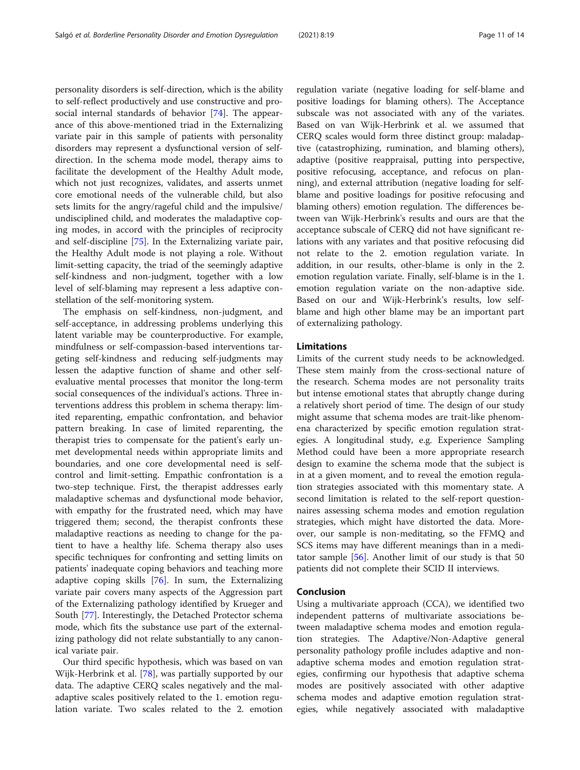personality disorders is self-direction, which is the ability to self-reflect productively and use constructive and prosocial internal standards of behavior [74]. The appearance of this above-mentioned triad in the Externalizing variate pair in this sample of patients with personality disorders may represent a dysfunctional version of self-direction. In the schema mode model, therapy aims to facilitate the development of the Healthy Adult mode, which not just recognizes, validates, and asserts unmet core emotional needs of the vulnerable child, but also sets limits for the angry/rageful child and the impulsive/undisciplined child, and moderates the maladaptive coping modes, in accord with the principles of reciprocity and self-discipline [75]. In the Externalizing variate pair, the Healthy Adult mode is not playing a role. Without limit-setting capacity, the triad of the seemingly adaptive self-kindness and non-judgment, together with a low level of self-blaming may represent a less adaptive constellation of the self-monitoring system.

The emphasis on self-kindness, non-judgment, and self-acceptance, in addressing problems underlying this latent variable may be counterproductive. For example, mindfulness or self-compassion-based interventions targeting self-kindness and reducing self-judgments may lessen the adaptive function of shame and other self-evaluative mental processes that monitor the long-term social consequences of the individual's actions. Three interventions address this problem in schema therapy: limited reparenting, empathic confrontation, and behavior pattern breaking. In case of limited reparenting, the therapist tries to compensate for the patient's early unmet developmental needs within appropriate limits and boundaries, and one core developmental need is self-control and limit-setting. Empathic confrontation is a two-step technique. First, the therapist addresses early maladaptive schemas and dysfunctional mode behavior, with empathy for the frustrated need, which may have triggered them; second, the therapist confronts these maladaptive reactions as needing to change for the patient to have a healthy life. Schema therapy also uses specific techniques for confronting and setting limits on patients' inadequate coping behaviors and teaching more adaptive coping skills [76]. In sum, the Externalizing variate pair covers many aspects of the Aggression part of the Externalizing pathology identified by Krueger and South [77]. Interestingly, the Detached Protector schema mode, which fits the substance use part of the externalizing pathology did not relate substantially to any canonical variate pair.

Our third specific hypothesis, which was based on van Wijk-Herbrink et al. [78], was partially supported by our data. The adaptive CERQ scales negatively and the maladaptive scales positively related to the 1. emotion regulation variate. Two scales related to the 2. emotion regulation variate (negative loading for self-blame and positive loadings for blaming others). The Acceptance subscale was not associated with any of the variates. Based on van Wijk-Herbrink et al. we assumed that CERQ scales would form three distinct group: maladaptive (catastrophizing, rumination, and blaming others), adaptive (positive reappraisal, putting into perspective, positive refocusing, acceptance, and refocus on planning), and external attribution (negative loading for self-blame and positive loadings for positive refocusing and blaming others) emotion regulation. The differences between van Wijk-Herbrink's results and ours are that the acceptance subscale of CERQ did not have significant relations with any variates and that positive refocusing did not relate to the 2. emotion regulation variate. In addition, in our results, other-blame is only in the 2. emotion regulation variate. Finally, self-blame is in the 1. emotion regulation variate on the non-adaptive side. Based on our and Wijk-Herbrink's results, low self-blame and high other blame may be an important part of externalizing pathology.

## Limitations

Limits of the current study needs to be acknowledged. These stem mainly from the cross-sectional nature of the research. Schema modes are not personality traits but intense emotional states that abruptly change during a relatively short period of time. The design of our study might assume that schema modes are trait-like phenomena characterized by specific emotion regulation strategies. A longitudinal study, e.g. Experience Sampling Method could have been a more appropriate research design to examine the schema mode that the subject is in at a given moment, and to reveal the emotion regulation strategies associated with this momentary state. A second limitation is related to the self-report questionnaires assessing schema modes and emotion regulation strategies, which might have distorted the data. Moreover, our sample is non-meditating, so the FFMQ and SCS items may have different meanings than in a meditator sample [56]. Another limit of our study is that 50 patients did not complete their SCID II interviews.

## Conclusion

Using a multivariate approach (CCA), we identified two independent patterns of multivariate associations between maladaptive schema modes and emotion regulation strategies. The Adaptive/Non-Adaptive general personality pathology profile includes adaptive and non-adaptive schema modes and emotion regulation strategies, confirming our hypothesis that adaptive schema modes are positively associated with other adaptive schema modes and adaptive emotion regulation strategies, while negatively associated with maladaptive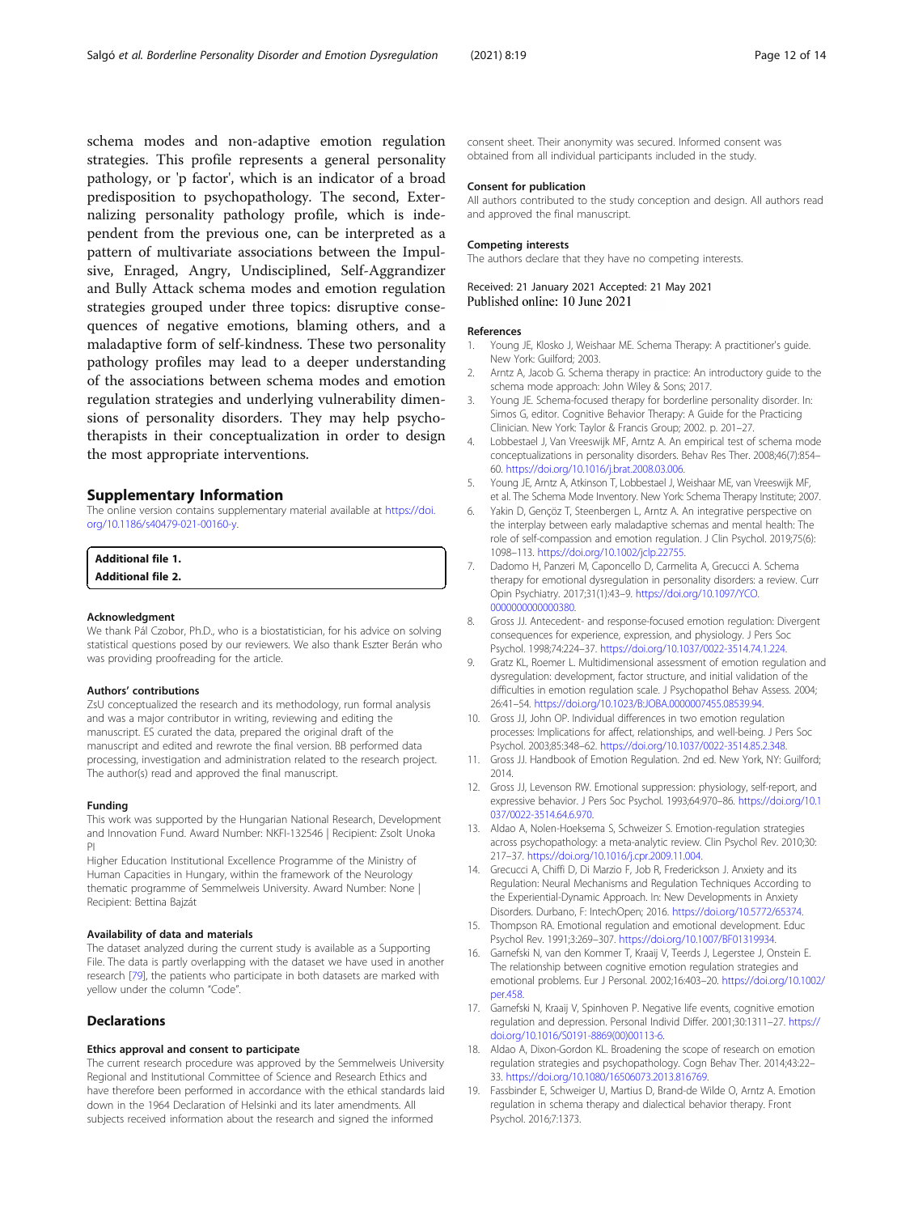schema modes and non-adaptive emotion regulation strategies. This profile represents a general personality pathology, or 'p factor', which is an indicator of a broad predisposition to psychopathology. The second, Externalizing personality pathology profile, which is independent from the previous one, can be interpreted as a pattern of multivariate associations between the Impulsive, Enraged, Angry, Undisciplined, Self-Aggrandizer and Bully Attack schema modes and emotion regulation strategies grouped under three topics: disruptive consequences of negative emotions, blaming others, and a maladaptive form of self-kindness. These two personality pathology profiles may lead to a deeper understanding of the associations between schema modes and emotion regulation strategies and underlying vulnerability dimensions of personality disorders. They may help psychotherapists in their conceptualization in order to design the most appropriate interventions.

## Supplementary Information

The online version contains supplementary material available at https://doi.org/10.1186/s40479-021-00160-y.

**Additional file 1.**
**Additional file 2.**

### Acknowledgment

We thank Pál Czobor, Ph.D., who is a biostatistician, for his advice on solving statistical questions posed by our reviewers. We also thank Eszter Berán who was providing proofreading for the article.

### Authors' contributions

ZsU conceptualized the research and its methodology, run formal analysis and was a major contributor in writing, reviewing and editing the manuscript. ES curated the data, prepared the original draft of the manuscript and edited and rewrote the final version. BB performed data processing, investigation and administration related to the research project. The author(s) read and approved the final manuscript.

### Funding

This work was supported by the Hungarian National Research, Development and Innovation Fund. Award Number: NKFI-132546 | Recipient: Zsolt Unoka PI

Higher Education Institutional Excellence Programme of the Ministry of Human Capacities in Hungary, within the framework of the Neurology thematic programme of Semmelweis University. Award Number: None | Recipient: Bettina Bajzát

### Availability of data and materials

The dataset analyzed during the current study is available as a Supporting File. The data is partly overlapping with the dataset we have used in another research [79], the patients who participate in both datasets are marked with yellow under the column "Code".

## Declarations

### Ethics approval and consent to participate

The current research procedure was approved by the Semmelweis University Regional and Institutional Committee of Science and Research Ethics and have therefore been performed in accordance with the ethical standards laid down in the 1964 Declaration of Helsinki and its later amendments. All subjects received information about the research and signed the informed consent sheet. Their anonymity was secured. Informed consent was obtained from all individual participants included in the study.

### Consent for publication

All authors contributed to the study conception and design. All authors read and approved the final manuscript.

### Competing interests

The authors declare that they have no competing interests.

Received: 21 January 2021 Accepted: 21 May 2021
Published online: 10 June 2021

### References

1. Young JE, Klosko J, Weishaar ME. Schema Therapy: A practitioner's guide. New York: Guilford; 2003.
2. Arntz A, Jacob G. Schema therapy in practice: An introductory guide to the schema mode approach: John Wiley & Sons; 2017.
3. Young JE. Schema-focused therapy for borderline personality disorder. In: Simos G, editor. Cognitive Behavior Therapy: A Guide for the Practicing Clinician. New York: Taylor & Francis Group; 2002. p. 201–27.
4. Lobbestael J, Van Vreeswijk MF, Arntz A. An empirical test of schema mode conceptualizations in personality disorders. Behav Res Ther. 2008;46(7):854–60. https://doi.org/10.1016/j.brat.2008.03.006.
5. Young JE, Arntz A, Atkinson T, Lobbestael J, Weishaar ME, van Vreeswijk MF, et al. The Schema Mode Inventory. New York: Schema Therapy Institute; 2007.
6. Yakin D, Gençöz T, Steenbergen L, Arntz A. An integrative perspective on the interplay between early maladaptive schemas and mental health: The role of self-compassion and emotion regulation. J Clin Psychol. 2019;75(6):1098–113. https://doi.org/10.1002/jclp.22755.
7. Dadomo H, Panzeri M, Caponcello D, Carmelita A, Grecucci A. Schema therapy for emotional dysregulation in personality disorders: a review. Curr Opin Psychiatry. 2017;31(1):43–9. https://doi.org/10.1097/YCO.0000000000000380.
8. Gross JJ. Antecedent- and response-focused emotion regulation: Divergent consequences for experience, expression, and physiology. J Pers Soc Psychol. 1998;74:224–37. https://doi.org/10.1037/0022-3514.74.1.224.
9. Gratz KL, Roemer L. Multidimensional assessment of emotion regulation and dysregulation: development, factor structure, and initial validation of the difficulties in emotion regulation scale. J Psychopathol Behav Assess. 2004;26:41–54. https://doi.org/10.1023/B:JOBA.0000007455.08539.94.
10. Gross JJ, John OP. Individual differences in two emotion regulation processes: Implications for affect, relationships, and well-being. J Pers Soc Psychol. 2003;85:348–62. https://doi.org/10.1037/0022-3514.85.2.348.
11. Gross JJ. Handbook of Emotion Regulation. 2nd ed. New York, NY: Guilford; 2014.
12. Gross JJ, Levenson RW. Emotional suppression: physiology, self-report, and expressive behavior. J Pers Soc Psychol. 1993;64:970–86. https://doi.org/10.1037/0022-3514.64.6.970.
13. Aldao A, Nolen-Hoeksema S, Schweizer S. Emotion-regulation strategies across psychopathology: a meta-analytic review. Clin Psychol Rev. 2010;30:217–37. https://doi.org/10.1016/j.cpr.2009.11.004.
14. Grecucci A, Chiffi D, Di Marzio F, Job R, Frederickson J. Anxiety and its Regulation: Neural Mechanisms and Regulation Techniques According to the Experiential-Dynamic Approach. In: New Developments in Anxiety Disorders. Durbano, F: IntechOpen; 2016. https://doi.org/10.5772/65374.
15. Thompson RA. Emotional regulation and emotional development. Educ Psychol Rev. 1991;3:269–307. https://doi.org/10.1007/BF01319934.
16. Garnefski N, van den Kommer T, Kraaij V, Teerds J, Legerstee J, Onstein E. The relationship between cognitive emotion regulation strategies and emotional problems. Eur J Personal. 2002;16:403–20. https://doi.org/10.1002/per.458.
17. Garnefski N, Kraaij V, Spinhoven P. Negative life events, cognitive emotion regulation and depression. Personal Individ Differ. 2001;30:1311–27. https://doi.org/10.1016/S0191-8869(00)00113-6.
18. Aldao A, Dixon-Gordon KL. Broadening the scope of research on emotion regulation strategies and psychopathology. Cogn Behav Ther. 2014;43:22–33. https://doi.org/10.1080/16506073.2013.816769.
19. Fassbinder E, Schweiger U, Martius D, Brand-de Wilde O, Arntz A. Emotion regulation in schema therapy and dialectical behavior therapy. Front Psychol. 2016;7:1373.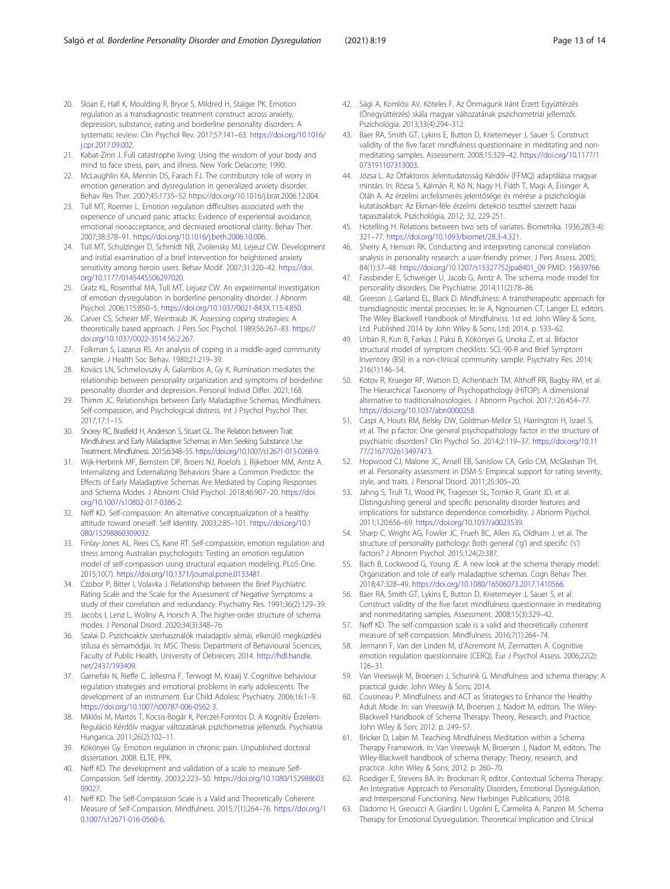20. Sloan E, Hall K, Moulding R, Bryce S, Mildred H, Staiger PK. Emotion regulation as a transdiagnostic treatment construct across anxiety, depression, substance, eating and borderline personality disorders: A systematic review. Clin Psychol Rev. 2017;57:141–63. https://doi.org/10.1016/j.cpr.2017.09.002.
21. Kabat-Zinn J. Full catastrophe living: Using the wisdom of your body and mind to face stress, pain, and illness. New York: Delacorte; 1990.
22. McLaughlin KA, Mennin DS, Farach FJ. The contributory role of worry in emotion generation and dysregulation in generalized anxiety disorder. Behav Res Ther. 2007;45:1735–52 https://doi.org/10.1016/j.brat.2006.12.004.
23. Tull MT, Roemer L. Emotion regulation difficulties associated with the experience of uncued panic attacks: Evidence of experiential avoidance, emotional nonacceptance, and decreased emotional clarity. Behav Ther. 2007;38:378–91. https://doi.org/10.1016/j.beth.2006.10.006.
24. Tull MT, Schulzinger D, Schmidt NB, Zvolensky MJ, Lejeuz CW. Development and initial examination of a brief intervention for heightened anxiety sensitivity among heroin users. Behav Modif. 2007;31:220–42. https://doi.org/10.1177/0145445506297020.
25. Gratz KL, Rosenthal MA, Tull MT, Lejeuz CW. An experimental investigation of emotion dysregulation in borderline personality disorder. J Abnorm Psychol. 2006;115:850–5. https://doi.org/10.1037/0021-843X.115.4.850.
26. Carver CS, Scheier MF, Weintraub JK. Assessing coping strategies: A theoretically based approach. J Pers Soc Psychol. 1989;56:267–83. https://doi.org/10.1037/0022-3514.56.2.267.
27. Folkman S, Lazarus RS. An analysis of coping in a middle-aged community sample. J Health Soc Behav. 1980;21:219–39.
28. Kovács LN, Schmelovszky Á, Galambos A, Gy K. Rumination mediates the relationship between personality organization and symptoms of borderline personality disorder and depression. Personal Individ Differ. 2021;168.
29. Thimm JC. Relationships between Early Maladaptive Schemas, Mindfulness, Self-compassion, and Psychological distress. Int J Psychol Psychol Ther. 2017;17:1–15.
30. Shorey RC, Brasfield H, Anderson S, Stuart GL. The Relation between Trait Mindfulness and Early Maladaptive Schemas in Men Seeking Substance Use Treatment. Mindfulness. 2015;6348–55. https://doi.org/10.1007/s12671-013-0268-9.
31. Wijk-Herbrink MF, Bernstein DP, Broers NJ, Roelofs J, Rijkeboer MM, Arntz A. Internalizing and Externalizing Behaviors Share a Common Predictor: the Effects of Early Maladaptive Schemas Are Mediated by Coping Responses and Schema Modes. J Abnorm Child Psychol. 2018;46:907–20. https://doi.org/10.1007/s10802-017-0386-2.
32. Neff KD. Self-compassion: An alternative conceptualization of a healthy attitude toward oneself. Self Identity. 2003;2:85–101. https://doi.org/10.1080/15298860309032.
33. Finlay-Jones AL, Rees CS, Kane RT. Self-compassion, emotion regulation and stress among Australian psychologists: Testing an emotion regulation model of self-compassion using structural equation modeling. PLoS One. 2015;10(7). https://doi.org/10.1371/journal.pone.0133481.
34. Czobor P, Bitter I, Volavka J. Relationship between the Brief Psychiatric Rating Scale and the Scale for the Assessment of Negative Symptoms: a study of their correlation and redundancy. Psychiatry Res. 1991;36(2):129–39.
35. Jacobs I, Lenz L, Wollny A, Horsch A. The higher-order structure of schema modes. J Personal Disord. 2020;34(3):348–76.
36. Szalai D. Pszichoaktív szerhasználók maladaptív sémái, elkerülő megküzdési stílusa és sémamódjai. In: MSC Thesis: Department of Behavioural Sciences, Faculty of Public Health, University of Debrecen; 2014. http://hdl.handle.net/2437/193409.
37. Garnefski N, Rieffe C, Jellesma F, Terwogt M, Kraaij V. Cognitive behaviour regulation strategies and emotional problems in early adolescents: The development of an instrument. Eur Child Adolesc Psychiatry. 2006;16:1–9. https://doi.org/10.1007/s00787-006-0562-3.
38. Miklósi M, Martos T, Kocsis-Bogár K, Perczel-Forintos D. A Kognitív Érzelem-Reguláció Kérdőív magyar változatának pszichometriai jellemzői. Psychiatria Hungarica. 2011;26(2):102–11.
39. Kökönyei Gy. Emotion regulation in chronic pain. Unpublished doctoral dissertation. 2008. ELTE, PPK.
40. Neff KD. The development and validation of a scale to measure Self-Compassion. Self Identity. 2003;2:223–50. https://doi.org/10.1080/15298860309027.
41. Neff KD. The Self-Compassion Scale is a Valid and Theoretically Coherent Measure of Self-Compassion. Mindfulness. 2015;7(1):264–76. https://doi.org/10.1007/s12671-016-0560-6.
42. Sági A, Komlósi AV, Köteles F. Az Önmagunk Iránt Érzett Együttérzés (Önegyüttérzés) skála magyar változatának pszichometriai jellemzői. Pszichológia. 2013;33(4):294–312.
43. Baer RA, Smith GT, Lykins E, Button D, Krietemeyer J, Sauer S. Construct validity of the five facet mindfulness questionnaire in meditating and non-meditating samples. Assessment. 2008;15:329–42. https://doi.org/10.1177/1073191107313003.
44. Józsa L. Az Ötfaktoros Jelentudatosság Kérdőív (FFMQ) adaptálása magyar mintán. In: Rózsa S, Kálmán R, Kő N, Nagy H, Fiáth T, Magi A, Eisinger A, Oláh A. Az érzelmi arcfelismerés jelentősége és mérése a pszichológiai kutatásokban: Az Ekman-féle érzelmi detekció teszttel szerzett hazai tapasztalatok. Pszichológia, 2012; 32, 229-251.
45. Hotelling H. Relations between two sets of variates. Biometrika. 1936;28(3-4):321–77. https://doi.org/10.1093/biomet/28.3-4.321.
46. Sherry A, Henson RK. Conducting and interpreting canonical correlation analysis in personality research: a user-friendly primer. J Pers Assess. 2005;84(1):37–48. https://doi.org/10.1207/s15327752jpa8401_09 PMID: 15639766.
47. Fassbinder E, Schweiger U, Jacob G, Arntz A. The schema mode model for personality disorders. Die Psychiatrie. 2014;11(2):78–86.
48. Greeson J, Garland EL, Black D. Mindfulness: A transtherapeutic approach for transdiagnostic mental processes. In: Ie A, Ngnoumen CT, Langer EJ, editors. The Wiley Blackwell Handbook of Mindfulness. 1st ed: John Wiley & Sons, Ltd. Published 2014 by John Wiley & Sons, Ltd; 2014. p. 533–62.
49. Urbán R, Kun B, Farkas J, Paksi B, Kökönyei G, Unoka Z, et al. Bifactor structural model of symptom checklists: SCL-90-R and Brief Symptom Inventory (BSI) in a non-clinical community sample. Psychiatry Res. 2014;216(1):146–54.
50. Kotov R, Krueger RF, Watson D, Achenbach TM, Althoff RR, Bagby RM, et al. The Hierarchical Taxonomy of Psychopathology (HiTOP): A dimensional alternative to traditionalnosologies. J Abnorm Psychol. 2017;126:454–77. https://doi.org/10.1037/abn0000258.
51. Caspi A, Houts RM, Belsky DW, Goldman-Mellor SJ, Harrington H, Israel S, et al. The p factor: One general psychopathology factor in the structure of psychiatric disorders? Clin Psychol Sci. 2014;2:119–37. https://doi.org/10.1177/2167702613497473.
52. Hopwood CJ, Malone JC, Ansell EB, Sanislow CA, Grilo CM, McGlashan TH, et al. Personality assessment in DSM-5: Empirical support for rating severity, style, and traits. J Personal Disord. 2011;25:305–20.
53. Jahng S, Trull TJ, Wood PK, Tragesser SL, Tomko R, Grant JD, et al. Distinguishing general and specific personality disorder features and implications for substance dependence comorbidity. J Abnorm Psychol. 2011;120:656–69. https://doi.org/10.1037/a0023539.
54. Sharp C, Wright AG, Fowler JC, Frueh BC, Allen JG, Oldham J, et al. The structure of personality pathology: Both general ('g') and specific ('s') factors? J Abnorm Psychol. 2015;124(2):387.
55. Bach B, Lockwood G, Young JE. A new look at the schema therapy model: Organization and role of early maladaptive schemas. Cogn Behav Ther. 2018;47:328–49. https://doi.org/10.1080/16506073.2017.1410566.
56. Baer RA, Smith GT, Lykins E, Button D, Krietemeyer J, Sauer S, et al. Construct validity of the five facet mindfulness questionnaire in meditating and nonmeditating samples. Assessment. 2008;15(3):329–42.
57. Neff KD. The self-compassion scale is a valid and theoretically coherent measure of self-compassion. Mindfulness. 2016;7(1):264–74.
58. Jermann F, Van der Linden M, d'Acremont M, Zermatten A. Cognitive emotion regulation questionnaire (CERQ). Eur J Psychol Assess. 2006;22(2):126–31.
59. Van Vreeswijk M, Broersen J, Schurink G. Mindfulness and schema therapy: A practical guide: John Wiley & Sons; 2014.
60. Cousineau P. Mindfulness and ACT as Strategies to Enhance the Healthy Adult Mode. In: van Vreeswijk M, Broersen J, Nadort M, editors. The Wiley-Blackwell Handbook of Schema Therapy: Theory, Research, and Practice, John Wiley & Son; 2012. p. 249–57.
61. Bricker D, Labin M. Teaching Mindfulness Meditation within a Schema Therapy Framework. In: Van Vreeswijk M, Broersen J, Nadort M, editors. The Wiley-Blackwell handbook of schema therapy: Theory, research, and practice. John Wiley & Sons; 2012. p. 260–70.
62. Roediger E, Stevens BA. In: Brockman R, editor. Contextual Schema Therapy: An Integrative Approach to Personality Disorders, Emotional Dysregulation, and Interpersonal Functioning. New Harbinger Publications; 2018.
63. Dadomo H, Grecucci A, Giardini I, Ugolini E, Carmelita A, Panzeri M. Schema Therapy for Emotional Dysregulation: Theoretical Implication and Clinical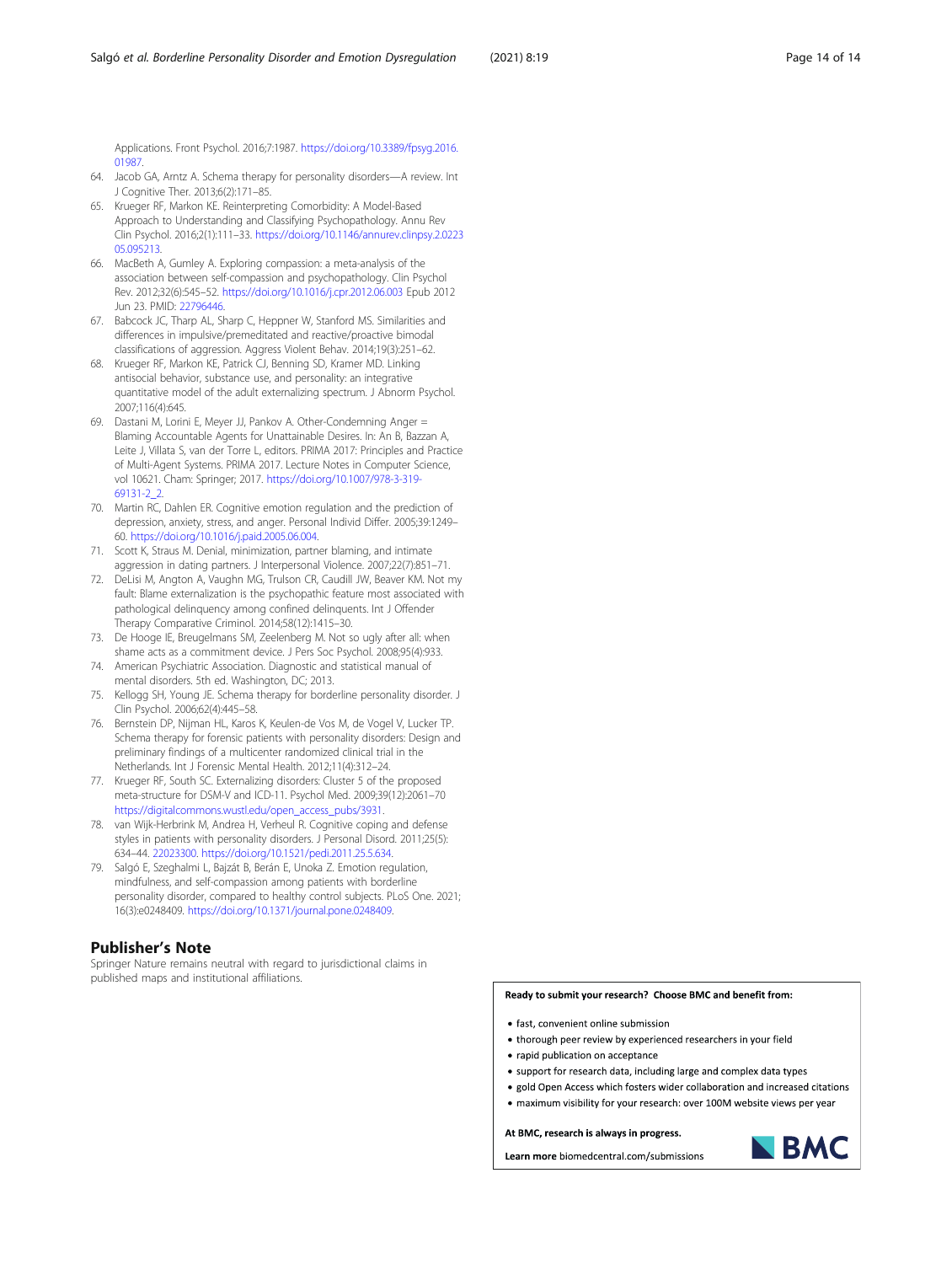Applications. Front Psychol. 2016;7:1987. https://doi.org/10.3389/fpsyg.2016.01987.

64. Jacob GA, Arntz A. Schema therapy for personality disorders—A review. Int J Cognitive Ther. 2013;6(2):171–85.
65. Krueger RF, Markon KE. Reinterpreting Comorbidity: A Model-Based Approach to Understanding and Classifying Psychopathology. Annu Rev Clin Psychol. 2016;2(1):111–33. https://doi.org/10.1146/annurev.clinpsy.2.022305.095213.
66. MacBeth A, Gumley A. Exploring compassion: a meta-analysis of the association between self-compassion and psychopathology. Clin Psychol Rev. 2012;32(6):545–52. https://doi.org/10.1016/j.cpr.2012.06.003 Epub 2012 Jun 23. PMID: 22796446.
67. Babcock JC, Tharp AL, Sharp C, Heppner W, Stanford MS. Similarities and differences in impulsive/premeditated and reactive/proactive bimodal classifications of aggression. Aggress Violent Behav. 2014;19(3):251–62.
68. Krueger RF, Markon KE, Patrick CJ, Benning SD, Kramer MD. Linking antisocial behavior, substance use, and personality: an integrative quantitative model of the adult externalizing spectrum. J Abnorm Psychol. 2007;116(4):645.
69. Dastani M, Lorini E, Meyer JJ, Pankov A. Other-Condemning Anger = Blaming Accountable Agents for Unattainable Desires. In: An B, Bazzan A, Leite J, Villata S, van der Torre L, editors. PRIMA 2017: Principles and Practice of Multi-Agent Systems. PRIMA 2017. Lecture Notes in Computer Science, vol 10621. Cham: Springer; 2017. https://doi.org/10.1007/978-3-319-69131-2_2.
70. Martin RC, Dahlen ER. Cognitive emotion regulation and the prediction of depression, anxiety, stress, and anger. Personal Individ Differ. 2005;39:1249–60. https://doi.org/10.1016/j.paid.2005.06.004.
71. Scott K, Straus M. Denial, minimization, partner blaming, and intimate aggression in dating partners. J Interpersonal Violence. 2007;22(7):851–71.
72. DeLisi M, Angton A, Vaughn MG, Trulson CR, Caudill JW, Beaver KM. Not my fault: Blame externalization is the psychopathic feature most associated with pathological delinquency among confined delinquents. Int J Offender Therapy Comparative Criminol. 2014;58(12):1415–30.
73. De Hooge IE, Breugelmans SM, Zeelenberg M. Not so ugly after all: when shame acts as a commitment device. J Pers Soc Psychol. 2008;95(4):933.
74. American Psychiatric Association. Diagnostic and statistical manual of mental disorders. 5th ed. Washington, DC; 2013.
75. Kellogg SH, Young JE. Schema therapy for borderline personality disorder. J Clin Psychol. 2006;62(4):445–58.
76. Bernstein DP, Nijman HL, Karos K, Keulen-de Vos M, de Vogel V, Lucker TP. Schema therapy for forensic patients with personality disorders: Design and preliminary findings of a multicenter randomized clinical trial in the Netherlands. Int J Forensic Mental Health. 2012;11(4):312–24.
77. Krueger RF, South SC. Externalizing disorders: Cluster 5 of the proposed meta-structure for DSM-V and ICD-11. Psychol Med. 2009;39(12):2061–70 https://digitalcommons.wustl.edu/open_access_pubs/3931.
78. van Wijk-Herbrink M, Andrea H, Verheul R. Cognitive coping and defense styles in patients with personality disorders. J Personal Disord. 2011;25(5): 634–44. 22023300. https://doi.org/10.1521/pedi.2011.25.5.634.
79. Salgó E, Szeghalmi L, Bajzát B, Berán E, Unoka Z. Emotion regulation, mindfulness, and self-compassion among patients with borderline personality disorder, compared to healthy control subjects. PLoS One. 2021; 16(3):e0248409. https://doi.org/10.1371/journal.pone.0248409.

## Publisher's Note

Springer Nature remains neutral with regard to jurisdictional claims in published maps and institutional affiliations.

**Ready to submit your research? Choose BMC and benefit from:**

- fast, convenient online submission
- thorough peer review by experienced researchers in your field
- rapid publication on acceptance
- support for research data, including large and complex data types
- gold Open Access which fosters wider collaboration and increased citations
- maximum visibility for your research: over 100M website views per year

**At BMC, research is always in progress.**

**Learn more** biomedcentral.com/submissions

BMC